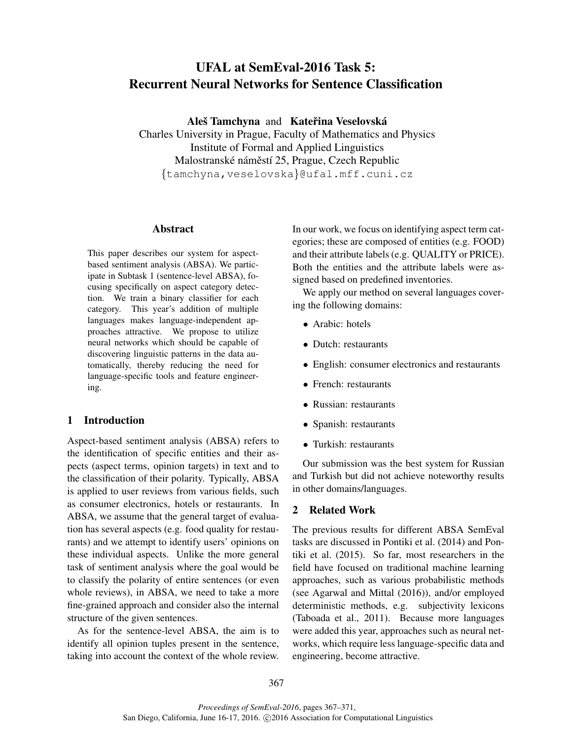# UFAL at SemEval-2016 Task 5: Recurrent Neural Networks for Sentence Classification

**Aleš Tamchyna** and **Kateřina Veselovská**
Charles University in Prague, Faculty of Mathematics and Physics
Institute of Formal and Applied Linguistics
Malostranské náměstí 25, Prague, Czech Republic
{tamchyna,veselovska}@ufal.mff.cuni.cz

## Abstract

This paper describes our system for aspect-based sentiment analysis (ABSA). We participate in Subtask 1 (sentence-level ABSA), focusing specifically on aspect category detection. We train a binary classifier for each category. This year's addition of multiple languages makes language-independent approaches attractive. We propose to utilize neural networks which should be capable of discovering linguistic patterns in the data automatically, thereby reducing the need for language-specific tools and feature engineering.

## 1 Introduction

Aspect-based sentiment analysis (ABSA) refers to the identification of specific entities and their aspects (aspect terms, opinion targets) in text and to the classification of their polarity. Typically, ABSA is applied to user reviews from various fields, such as consumer electronics, hotels or restaurants. In ABSA, we assume that the general target of evaluation has several aspects (e.g. food quality for restaurants) and we attempt to identify users' opinions on these individual aspects. Unlike the more general task of sentiment analysis where the goal would be to classify the polarity of entire sentences (or even whole reviews), in ABSA, we need to take a more fine-grained approach and consider also the internal structure of the given sentences.

As for the sentence-level ABSA, the aim is to identify all opinion tuples present in the sentence, taking into account the context of the whole review. In our work, we focus on identifying aspect term categories; these are composed of entities (e.g. FOOD) and their attribute labels (e.g. QUALITY or PRICE). Both the entities and the attribute labels were assigned based on predefined inventories.

We apply our method on several languages covering the following domains:

- Arabic: hotels
- Dutch: restaurants
- English: consumer electronics and restaurants
- French: restaurants
- Russian: restaurants
- Spanish: restaurants
- Turkish: restaurants

Our submission was the best system for Russian and Turkish but did not achieve noteworthy results in other domains/languages.

## 2 Related Work

The previous results for different ABSA SemEval tasks are discussed in Pontiki et al. (2014) and Pontiki et al. (2015). So far, most researchers in the field have focused on traditional machine learning approaches, such as various probabilistic methods (see Agarwal and Mittal (2016)), and/or employed deterministic methods, e.g. subjectivity lexicons (Taboada et al., 2011). Because more languages were added this year, approaches such as neural networks, which require less language-specific data and engineering, become attractive.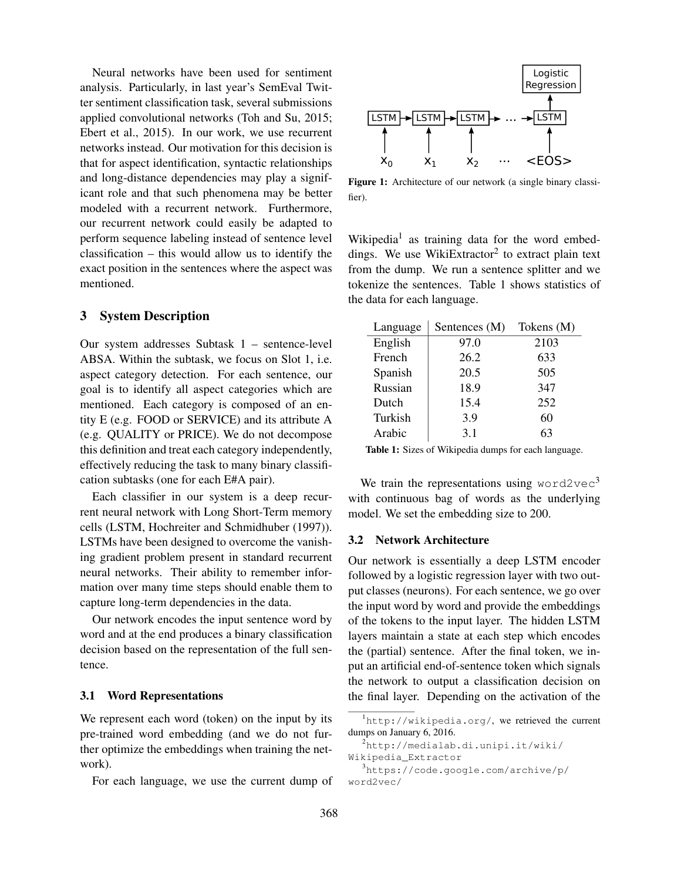Neural networks have been used for sentiment analysis. Particularly, in last year's SemEval Twitter sentiment classification task, several submissions applied convolutional networks (Toh and Su, 2015; Ebert et al., 2015). In our work, we use recurrent networks instead. Our motivation for this decision is that for aspect identification, syntactic relationships and long-distance dependencies may play a significant role and that such phenomena may be better modeled with a recurrent network. Furthermore, our recurrent network could easily be adapted to perform sequence labeling instead of sentence level classification – this would allow us to identify the exact position in the sentences where the aspect was mentioned.

## 3 System Description

Our system addresses Subtask 1 – sentence-level ABSA. Within the subtask, we focus on Slot 1, i.e. aspect category detection. For each sentence, our goal is to identify all aspect categories which are mentioned. Each category is composed of an entity E (e.g. FOOD or SERVICE) and its attribute A (e.g. QUALITY or PRICE). We do not decompose this definition and treat each category independently, effectively reducing the task to many binary classification subtasks (one for each E#A pair).

Each classifier in our system is a deep recurrent neural network with Long Short-Term memory cells (LSTM, Hochreiter and Schmidhuber (1997)). LSTMs have been designed to overcome the vanishing gradient problem present in standard recurrent neural networks. Their ability to remember information over many time steps should enable them to capture long-term dependencies in the data.

Our network encodes the input sentence word by word and at the end produces a binary classification decision based on the representation of the full sentence.

### 3.1 Word Representations

We represent each word (token) on the input by its pre-trained word embedding (and we do not further optimize the embeddings when training the network).

For each language, we use the current dump of Wikipedia[1] as training data for the word embeddings. We use WikiExtractor[2] to extract plain text from the dump. We run a sentence splitter and we tokenize the sentences. Table 1 shows statistics of the data for each language.

Figure 1: Architecture of our network (a single binary classifier).

| Language | Sentences (M) | Tokens (M) |
|---|---|---|
| English | 97.0 | 2103 |
| French | 26.2 | 633 |
| Spanish | 20.5 | 505 |
| Russian | 18.9 | 347 |
| Dutch | 15.4 | 252 |
| Turkish | 3.9 | 60 |
| Arabic | 3.1 | 63 |

**Table 1:** Sizes of Wikipedia dumps for each language.

We train the representations using `word2vec`[3] with continuous bag of words as the underlying model. We set the embedding size to 200.

### 3.2 Network Architecture

Our network is essentially a deep LSTM encoder followed by a logistic regression layer with two output classes (neurons). For each sentence, we go over the input word by word and provide the embeddings of the tokens to the input layer. The hidden LSTM layers maintain a state at each step which encodes the (partial) sentence. After the final token, we input an artificial end-of-sentence token which signals the network to output a classification decision on the final layer. Depending on the activation of the

[1] http://wikipedia.org/, we retrieved the current dumps on January 6, 2016.

[2] http://medialab.di.unipi.it/wiki/Wikipedia_Extractor

[3] https://code.google.com/archive/p/word2vec/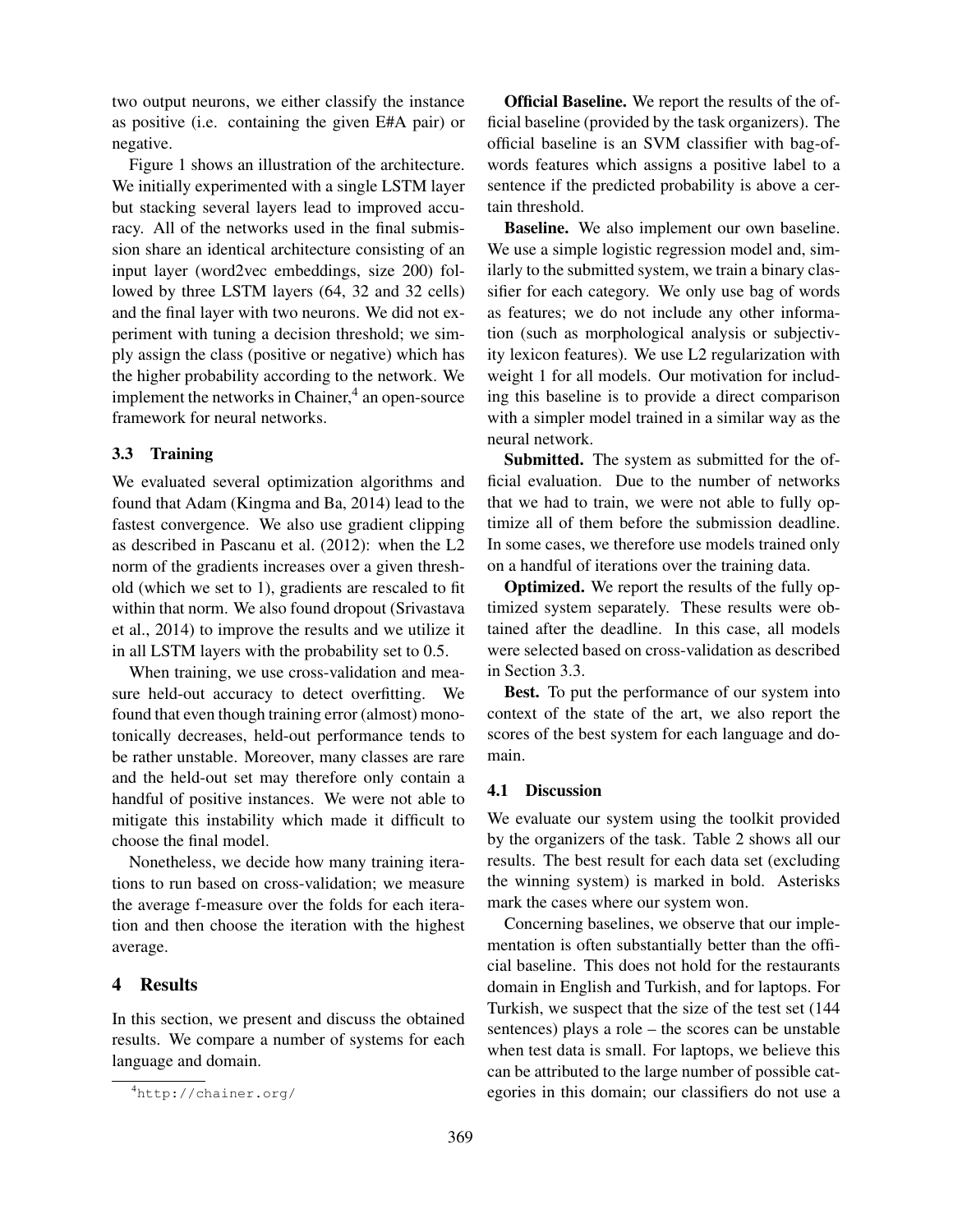two output neurons, we either classify the instance as positive (i.e. containing the given E#A pair) or negative.

Figure 1 shows an illustration of the architecture. We initially experimented with a single LSTM layer but stacking several layers lead to improved accuracy. All of the networks used in the final submission share an identical architecture consisting of an input layer (word2vec embeddings, size 200) followed by three LSTM layers (64, 32 and 32 cells) and the final layer with two neurons. We did not experiment with tuning a decision threshold; we simply assign the class (positive or negative) which has the higher probability according to the network. We implement the networks in Chainer,[4] an open-source framework for neural networks.

### 3.3 Training

We evaluated several optimization algorithms and found that Adam (Kingma and Ba, 2014) lead to the fastest convergence. We also use gradient clipping as described in Pascanu et al. (2012): when the L2 norm of the gradients increases over a given threshold (which we set to 1), gradients are rescaled to fit within that norm. We also found dropout (Srivastava et al., 2014) to improve the results and we utilize it in all LSTM layers with the probability set to 0.5.

When training, we use cross-validation and measure held-out accuracy to detect overfitting. We found that even though training error (almost) monotonically decreases, held-out performance tends to be rather unstable. Moreover, many classes are rare and the held-out set may therefore only contain a handful of positive instances. We were not able to mitigate this instability which made it difficult to choose the final model.

Nonetheless, we decide how many training iterations to run based on cross-validation; we measure the average f-measure over the folds for each iteration and then choose the iteration with the highest average.

## 4 Results

In this section, we present and discuss the obtained results. We compare a number of systems for each language and domain.

[4] http://chainer.org/

**Official Baseline.** We report the results of the official baseline (provided by the task organizers). The official baseline is an SVM classifier with bag-of-words features which assigns a positive label to a sentence if the predicted probability is above a certain threshold.

**Baseline.** We also implement our own baseline. We use a simple logistic regression model and, similarly to the submitted system, we train a binary classifier for each category. We only use bag of words as features; we do not include any other information (such as morphological analysis or subjectivity lexicon features). We use L2 regularization with weight 1 for all models. Our motivation for including this baseline is to provide a direct comparison with a simpler model trained in a similar way as the neural network.

**Submitted.** The system as submitted for the official evaluation. Due to the number of networks that we had to train, we were not able to fully optimize all of them before the submission deadline. In some cases, we therefore use models trained only on a handful of iterations over the training data.

**Optimized.** We report the results of the fully optimized system separately. These results were obtained after the deadline. In this case, all models were selected based on cross-validation as described in Section 3.3.

**Best.** To put the performance of our system into context of the state of the art, we also report the scores of the best system for each language and domain.

### 4.1 Discussion

We evaluate our system using the toolkit provided by the organizers of the task. Table 2 shows all our results. The best result for each data set (excluding the winning system) is marked in bold. Asterisks mark the cases where our system won.

Concerning baselines, we observe that our implementation is often substantially better than the official baseline. This does not hold for the restaurants domain in English and Turkish, and for laptops. For Turkish, we suspect that the size of the test set (144 sentences) plays a role – the scores can be unstable when test data is small. For laptops, we believe this can be attributed to the large number of possible categories in this domain; our classifiers do not use a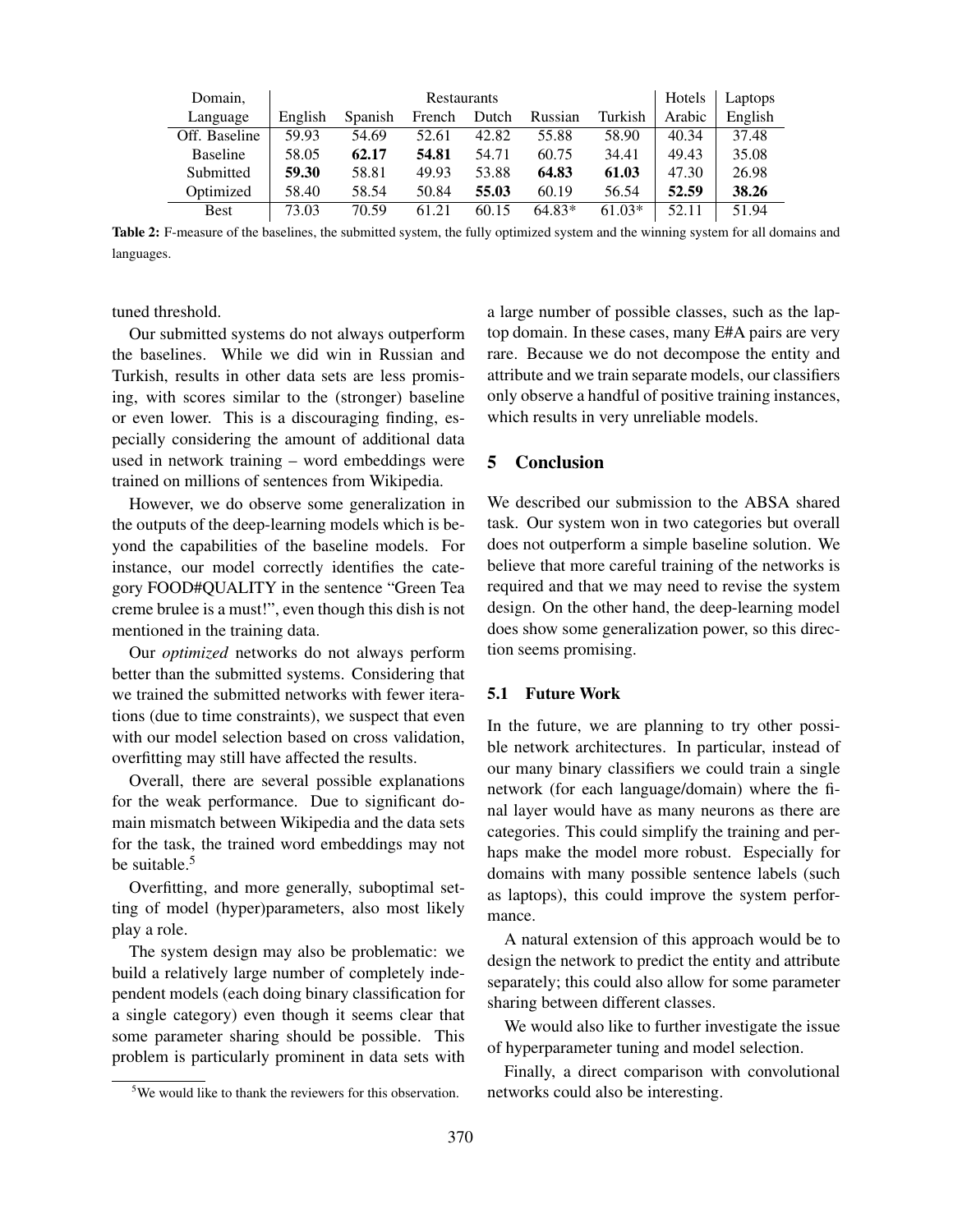| Domain, | Restaurants | | | | | | Hotels | Laptops |
|---|---|---|---|---|---|---|---|---|
| Language | English | Spanish | French | Dutch | Russian | Turkish | Arabic | English |
| Off. Baseline | 59.93 | 54.69 | 52.61 | 42.82 | 55.88 | 58.90 | 40.34 | 37.48 |
| Baseline | 58.05 | **62.17** | **54.81** | 54.71 | 60.75 | 34.41 | 49.43 | 35.08 |
| Submitted | **59.30** | 58.81 | 49.93 | 53.88 | **64.83** | **61.03** | 47.30 | 26.98 |
| Optimized | 58.40 | 58.54 | 50.84 | **55.03** | 60.19 | 56.54 | **52.59** | **38.26** |
| Best | 73.03 | 70.59 | 61.21 | 60.15 | 64.83* | 61.03* | 52.11 | 51.94 |

**Table 2:** F-measure of the baselines, the submitted system, the fully optimized system and the winning system for all domains and languages.

tuned threshold.

Our submitted systems do not always outperform the baselines. While we did win in Russian and Turkish, results in other data sets are less promising, with scores similar to the (stronger) baseline or even lower. This is a discouraging finding, especially considering the amount of additional data used in network training – word embeddings were trained on millions of sentences from Wikipedia.

However, we do observe some generalization in the outputs of the deep-learning models which is beyond the capabilities of the baseline models. For instance, our model correctly identifies the category FOOD#QUALITY in the sentence "Green Tea creme brulee is a must!", even though this dish is not mentioned in the training data.

Our *optimized* networks do not always perform better than the submitted systems. Considering that we trained the submitted networks with fewer iterations (due to time constraints), we suspect that even with our model selection based on cross validation, overfitting may still have affected the results.

Overall, there are several possible explanations for the weak performance. Due to significant domain mismatch between Wikipedia and the data sets for the task, the trained word embeddings may not be suitable.[5]

Overfitting, and more generally, suboptimal setting of model (hyper)parameters, also most likely play a role.

The system design may also be problematic: we build a relatively large number of completely independent models (each doing binary classification for a single category) even though it seems clear that some parameter sharing should be possible. This problem is particularly prominent in data sets with a large number of possible classes, such as the laptop domain. In these cases, many E#A pairs are very rare. Because we do not decompose the entity and attribute and we train separate models, our classifiers only observe a handful of positive training instances, which results in very unreliable models.

## 5 Conclusion

We described our submission to the ABSA shared task. Our system won in two categories but overall does not outperform a simple baseline solution. We believe that more careful training of the networks is required and that we may need to revise the system design. On the other hand, the deep-learning model does show some generalization power, so this direction seems promising.

### 5.1 Future Work

In the future, we are planning to try other possible network architectures. In particular, instead of our many binary classifiers we could train a single network (for each language/domain) where the final layer would have as many neurons as there are categories. This could simplify the training and perhaps make the model more robust. Especially for domains with many possible sentence labels (such as laptops), this could improve the system performance.

A natural extension of this approach would be to design the network to predict the entity and attribute separately; this could also allow for some parameter sharing between different classes.

We would also like to further investigate the issue of hyperparameter tuning and model selection.

Finally, a direct comparison with convolutional networks could also be interesting.

[5] We would like to thank the reviewers for this observation.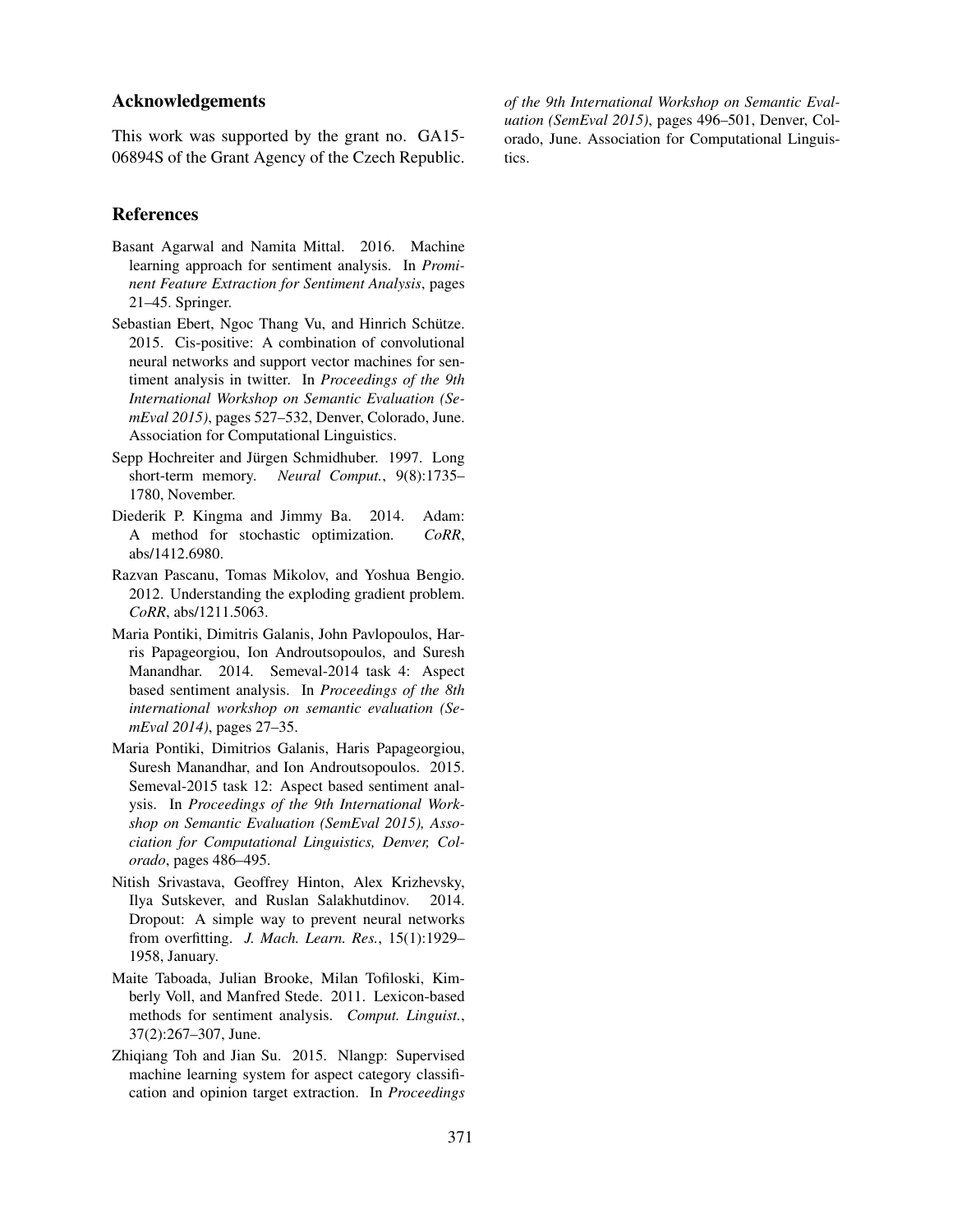## Acknowledgements

This work was supported by the grant no. GA15-06894S of the Grant Agency of the Czech Republic.

## References

Basant Agarwal and Namita Mittal. 2016. Machine learning approach for sentiment analysis. In *Prominent Feature Extraction for Sentiment Analysis*, pages 21–45. Springer.

Sebastian Ebert, Ngoc Thang Vu, and Hinrich Schütze. 2015. Cis-positive: A combination of convolutional neural networks and support vector machines for sentiment analysis in twitter. In *Proceedings of the 9th International Workshop on Semantic Evaluation (SemEval 2015)*, pages 527–532, Denver, Colorado, June. Association for Computational Linguistics.

Sepp Hochreiter and Jürgen Schmidhuber. 1997. Long short-term memory. *Neural Comput.*, 9(8):1735–1780, November.

Diederik P. Kingma and Jimmy Ba. 2014. Adam: A method for stochastic optimization. *CoRR*, abs/1412.6980.

Razvan Pascanu, Tomas Mikolov, and Yoshua Bengio. 2012. Understanding the exploding gradient problem. *CoRR*, abs/1211.5063.

Maria Pontiki, Dimitris Galanis, John Pavlopoulos, Harris Papageorgiou, Ion Androutsopoulos, and Suresh Manandhar. 2014. Semeval-2014 task 4: Aspect based sentiment analysis. In *Proceedings of the 8th international workshop on semantic evaluation (SemEval 2014)*, pages 27–35.

Maria Pontiki, Dimitrios Galanis, Haris Papageorgiou, Suresh Manandhar, and Ion Androutsopoulos. 2015. Semeval-2015 task 12: Aspect based sentiment analysis. In *Proceedings of the 9th International Workshop on Semantic Evaluation (SemEval 2015), Association for Computational Linguistics, Denver, Colorado*, pages 486–495.

Nitish Srivastava, Geoffrey Hinton, Alex Krizhevsky, Ilya Sutskever, and Ruslan Salakhutdinov. 2014. Dropout: A simple way to prevent neural networks from overfitting. *J. Mach. Learn. Res.*, 15(1):1929–1958, January.

Maite Taboada, Julian Brooke, Milan Tofiloski, Kimberly Voll, and Manfred Stede. 2011. Lexicon-based methods for sentiment analysis. *Comput. Linguist.*, 37(2):267–307, June.

Zhiqiang Toh and Jian Su. 2015. Nlangp: Supervised machine learning system for aspect category classification and opinion target extraction. In *Proceedings of the 9th International Workshop on Semantic Evaluation (SemEval 2015)*, pages 496–501, Denver, Colorado, June. Association for Computational Linguistics.